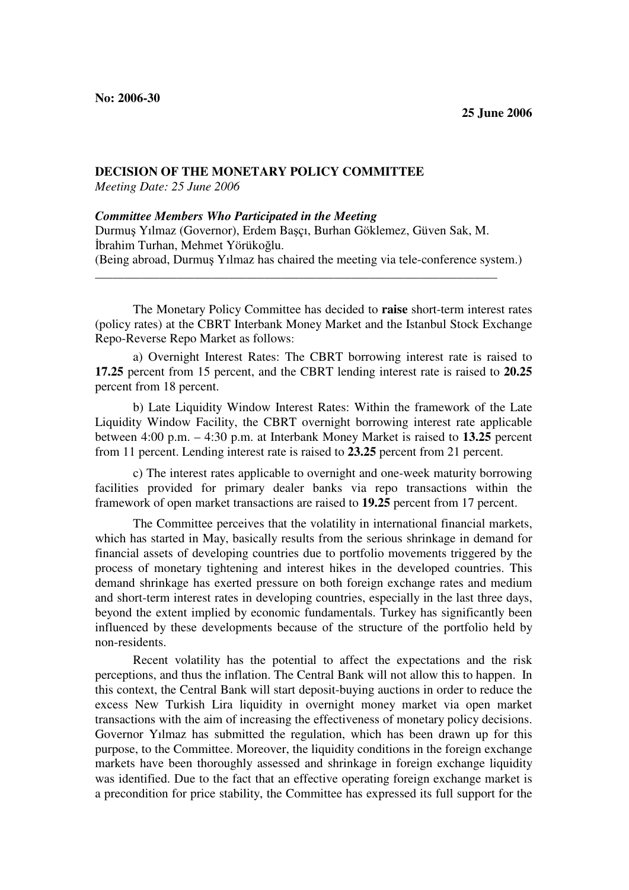**No: 2006-30**

**25 June 2006**

**DECISION OF THE MONETARY POLICY COMMITTEE**
*Meeting Date: 25 June 2006*

***Committee Members Who Participated in the Meeting***
Durmuş Yılmaz (Governor), Erdem Başçı, Burhan Göklemez, Güven Sak, M. İbrahim Turhan, Mehmet Yörükoğlu.
(Being abroad, Durmuş Yılmaz has chaired the meeting via tele-conference system.)

---

The Monetary Policy Committee has decided to **raise** short-term interest rates (policy rates) at the CBRT Interbank Money Market and the Istanbul Stock Exchange Repo-Reverse Repo Market as follows:

a) Overnight Interest Rates: The CBRT borrowing interest rate is raised to **17.25** percent from 15 percent, and the CBRT lending interest rate is raised to **20.25** percent from 18 percent.

b) Late Liquidity Window Interest Rates: Within the framework of the Late Liquidity Window Facility, the CBRT overnight borrowing interest rate applicable between 4:00 p.m. – 4:30 p.m. at Interbank Money Market is raised to **13.25** percent from 11 percent. Lending interest rate is raised to **23.25** percent from 21 percent.

c) The interest rates applicable to overnight and one-week maturity borrowing facilities provided for primary dealer banks via repo transactions within the framework of open market transactions are raised to **19.25** percent from 17 percent.

The Committee perceives that the volatility in international financial markets, which has started in May, basically results from the serious shrinkage in demand for financial assets of developing countries due to portfolio movements triggered by the process of monetary tightening and interest hikes in the developed countries. This demand shrinkage has exerted pressure on both foreign exchange rates and medium and short-term interest rates in developing countries, especially in the last three days, beyond the extent implied by economic fundamentals. Turkey has significantly been influenced by these developments because of the structure of the portfolio held by non-residents.

Recent volatility has the potential to affect the expectations and the risk perceptions, and thus the inflation. The Central Bank will not allow this to happen. In this context, the Central Bank will start deposit-buying auctions in order to reduce the excess New Turkish Lira liquidity in overnight money market via open market transactions with the aim of increasing the effectiveness of monetary policy decisions. Governor Yılmaz has submitted the regulation, which has been drawn up for this purpose, to the Committee. Moreover, the liquidity conditions in the foreign exchange markets have been thoroughly assessed and shrinkage in foreign exchange liquidity was identified. Due to the fact that an effective operating foreign exchange market is a precondition for price stability, the Committee has expressed its full support for the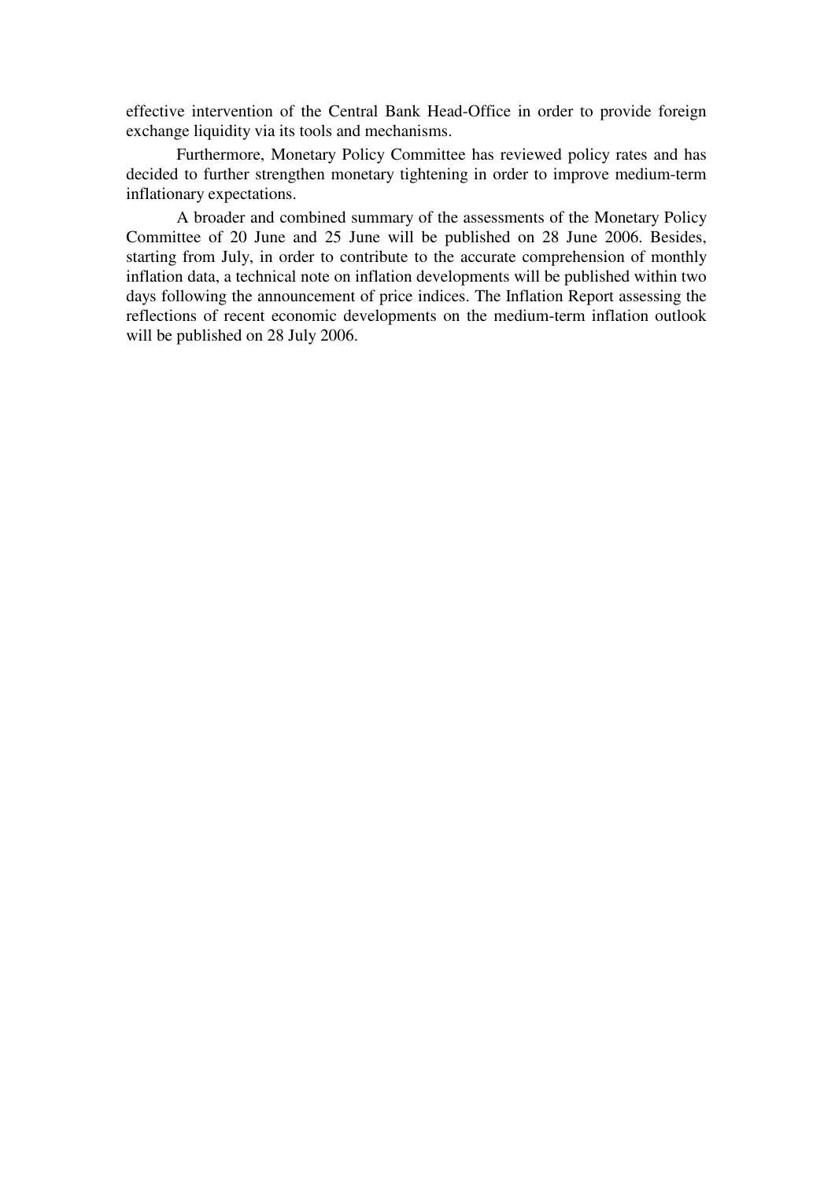effective intervention of the Central Bank Head-Office in order to provide foreign exchange liquidity via its tools and mechanisms.

Furthermore, Monetary Policy Committee has reviewed policy rates and has decided to further strengthen monetary tightening in order to improve medium-term inflationary expectations.

A broader and combined summary of the assessments of the Monetary Policy Committee of 20 June and 25 June will be published on 28 June 2006. Besides, starting from July, in order to contribute to the accurate comprehension of monthly inflation data, a technical note on inflation developments will be published within two days following the announcement of price indices. The Inflation Report assessing the reflections of recent economic developments on the medium-term inflation outlook will be published on 28 July 2006.